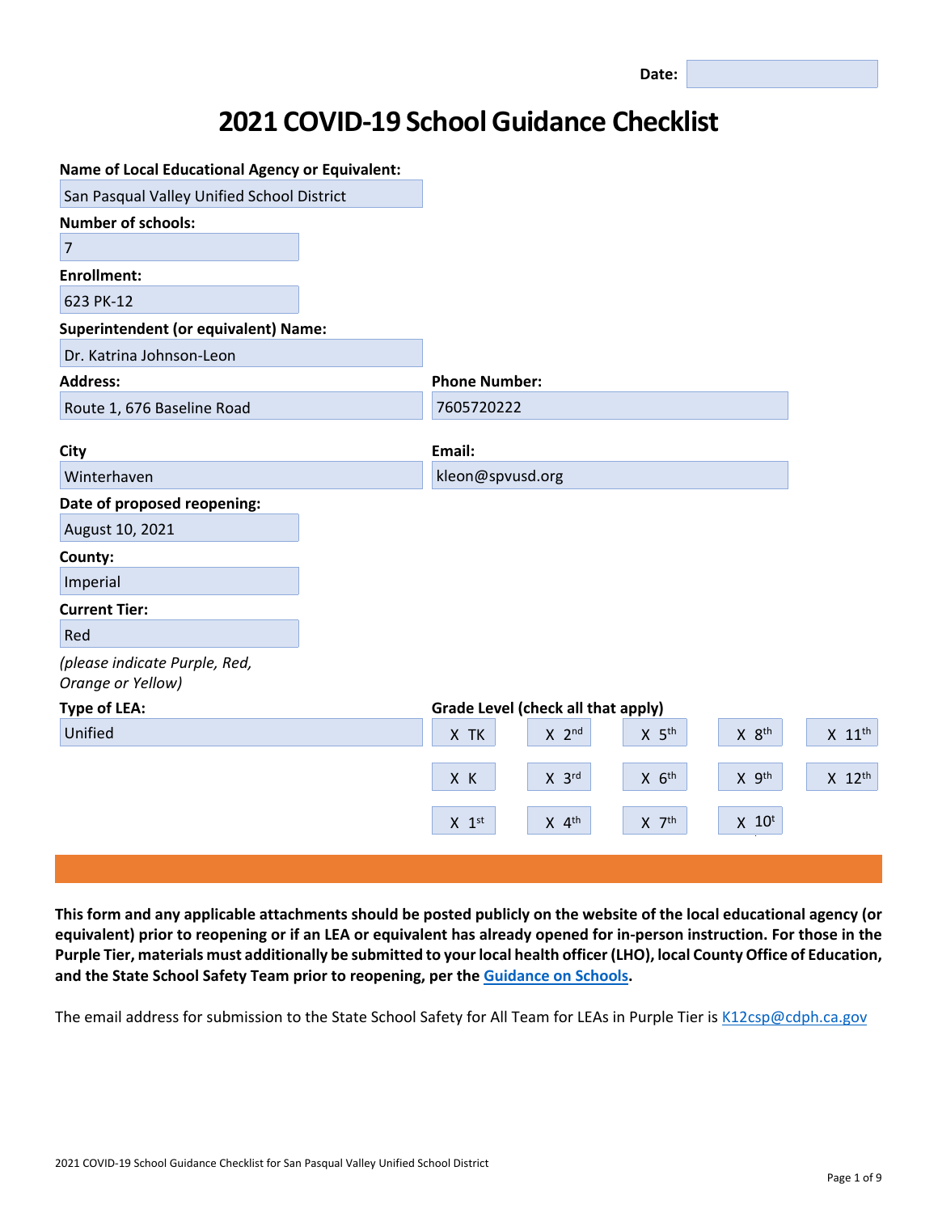**Date:**

# 2021 COVID-19 School Guidance Checklist

**Name of Local Educational Agency or Equivalent:**
San Pasqual Valley Unified School District

**Number of schools:**
7

**Enrollment:**
623 PK-12

**Superintendent (or equivalent) Name:**
Dr. Katrina Johnson-Leon

**Address:**
Route 1, 676 Baseline Road

**Phone Number:**
7605720222

**City**
Winterhaven

**Email:**
kleon@spvusd.org

**Date of proposed reopening:**
August 10, 2021

**County:**
Imperial

**Current Tier:**
Red

*(please indicate Purple, Red, Orange or Yellow)*

**Type of LEA:**
Unified

**Grade Level (check all that apply)**

| | | | | |
|---|---|---|---|---|
| X TK | X 2nd | X 5th | X 8th | X 11th |
| X K | X 3rd | X 6th | X 9th | X 12th |
| X 1st | X 4th | X 7th | X 10t | |

**This form and any applicable attachments should be posted publicly on the website of the local educational agency (or equivalent) prior to reopening or if an LEA or equivalent has already opened for in-person instruction. For those in the Purple Tier, materials must additionally be submitted to your local health officer (LHO), local County Office of Education, and the State School Safety Team prior to reopening, per the Guidance on Schools.**

The email address for submission to the State School Safety for All Team for LEAs in Purple Tier is K12csp@cdph.ca.gov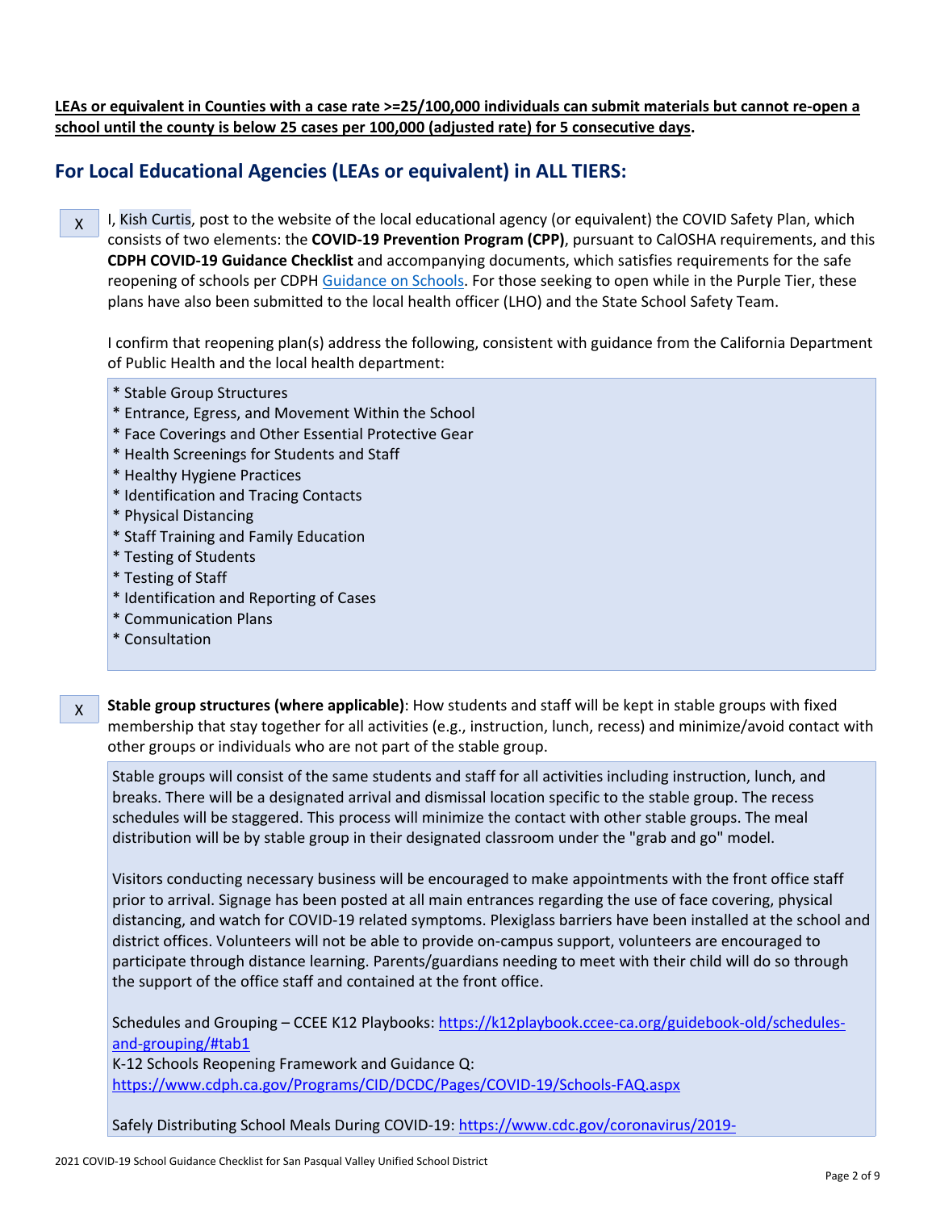**LEAs or equivalent in Counties with a case rate >=25/100,000 individuals can submit materials but cannot re-open a school until the county is below 25 cases per 100,000 (adjusted rate) for 5 consecutive days.**

## For Local Educational Agencies (LEAs or equivalent) in ALL TIERS:

X I, Kish Curtis, post to the website of the local educational agency (or equivalent) the COVID Safety Plan, which consists of two elements: the **COVID-19 Prevention Program (CPP)**, pursuant to CalOSHA requirements, and this **CDPH COVID-19 Guidance Checklist** and accompanying documents, which satisfies requirements for the safe reopening of schools per CDPH Guidance on Schools. For those seeking to open while in the Purple Tier, these plans have also been submitted to the local health officer (LHO) and the State School Safety Team.

I confirm that reopening plan(s) address the following, consistent with guidance from the California Department of Public Health and the local health department:

* Stable Group Structures
* Entrance, Egress, and Movement Within the School
* Face Coverings and Other Essential Protective Gear
* Health Screenings for Students and Staff
* Healthy Hygiene Practices
* Identification and Tracing Contacts
* Physical Distancing
* Staff Training and Family Education
* Testing of Students
* Testing of Staff
* Identification and Reporting of Cases
* Communication Plans
* Consultation

X **Stable group structures (where applicable)**: How students and staff will be kept in stable groups with fixed membership that stay together for all activities (e.g., instruction, lunch, recess) and minimize/avoid contact with other groups or individuals who are not part of the stable group.

Stable groups will consist of the same students and staff for all activities including instruction, lunch, and breaks. There will be a designated arrival and dismissal location specific to the stable group. The recess schedules will be staggered. This process will minimize the contact with other stable groups. The meal distribution will be by stable group in their designated classroom under the "grab and go" model.

Visitors conducting necessary business will be encouraged to make appointments with the front office staff prior to arrival. Signage has been posted at all main entrances regarding the use of face covering, physical distancing, and watch for COVID-19 related symptoms. Plexiglass barriers have been installed at the school and district offices. Volunteers will not be able to provide on-campus support, volunteers are encouraged to participate through distance learning. Parents/guardians needing to meet with their child will do so through the support of the office staff and contained at the front office.

Schedules and Grouping – CCEE K12 Playbooks: https://k12playbook.ccee-ca.org/guidebook-old/schedules-and-grouping/#tab1
K-12 Schools Reopening Framework and Guidance Q:
https://www.cdph.ca.gov/Programs/CID/DCDC/Pages/COVID-19/Schools-FAQ.aspx

Safely Distributing School Meals During COVID-19: https://www.cdc.gov/coronavirus/2019-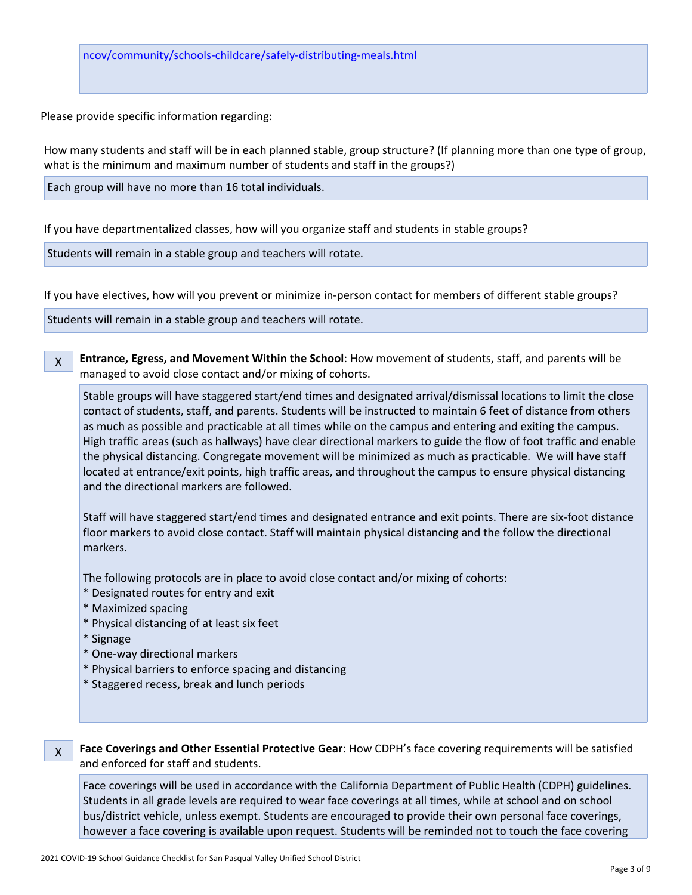ncov/community/schools-childcare/safely-distributing-meals.html

Please provide specific information regarding:

How many students and staff will be in each planned stable, group structure? (If planning more than one type of group, what is the minimum and maximum number of students and staff in the groups?)

Each group will have no more than 16 total individuals.

If you have departmentalized classes, how will you organize staff and students in stable groups?

Students will remain in a stable group and teachers will rotate.

If you have electives, how will you prevent or minimize in-person contact for members of different stable groups?

Students will remain in a stable group and teachers will rotate.

X **Entrance, Egress, and Movement Within the School**: How movement of students, staff, and parents will be managed to avoid close contact and/or mixing of cohorts.

Stable groups will have staggered start/end times and designated arrival/dismissal locations to limit the close contact of students, staff, and parents. Students will be instructed to maintain 6 feet of distance from others as much as possible and practicable at all times while on the campus and entering and exiting the campus. High traffic areas (such as hallways) have clear directional markers to guide the flow of foot traffic and enable the physical distancing. Congregate movement will be minimized as much as practicable. We will have staff located at entrance/exit points, high traffic areas, and throughout the campus to ensure physical distancing and the directional markers are followed.

Staff will have staggered start/end times and designated entrance and exit points. There are six-foot distance floor markers to avoid close contact. Staff will maintain physical distancing and the follow the directional markers.

The following protocols are in place to avoid close contact and/or mixing of cohorts:
* Designated routes for entry and exit
* Maximized spacing
* Physical distancing of at least six feet
* Signage
* One-way directional markers
* Physical barriers to enforce spacing and distancing
* Staggered recess, break and lunch periods

X **Face Coverings and Other Essential Protective Gear**: How CDPH's face covering requirements will be satisfied and enforced for staff and students.

Face coverings will be used in accordance with the California Department of Public Health (CDPH) guidelines. Students in all grade levels are required to wear face coverings at all times, while at school and on school bus/district vehicle, unless exempt. Students are encouraged to provide their own personal face coverings, however a face covering is available upon request. Students will be reminded not to touch the face covering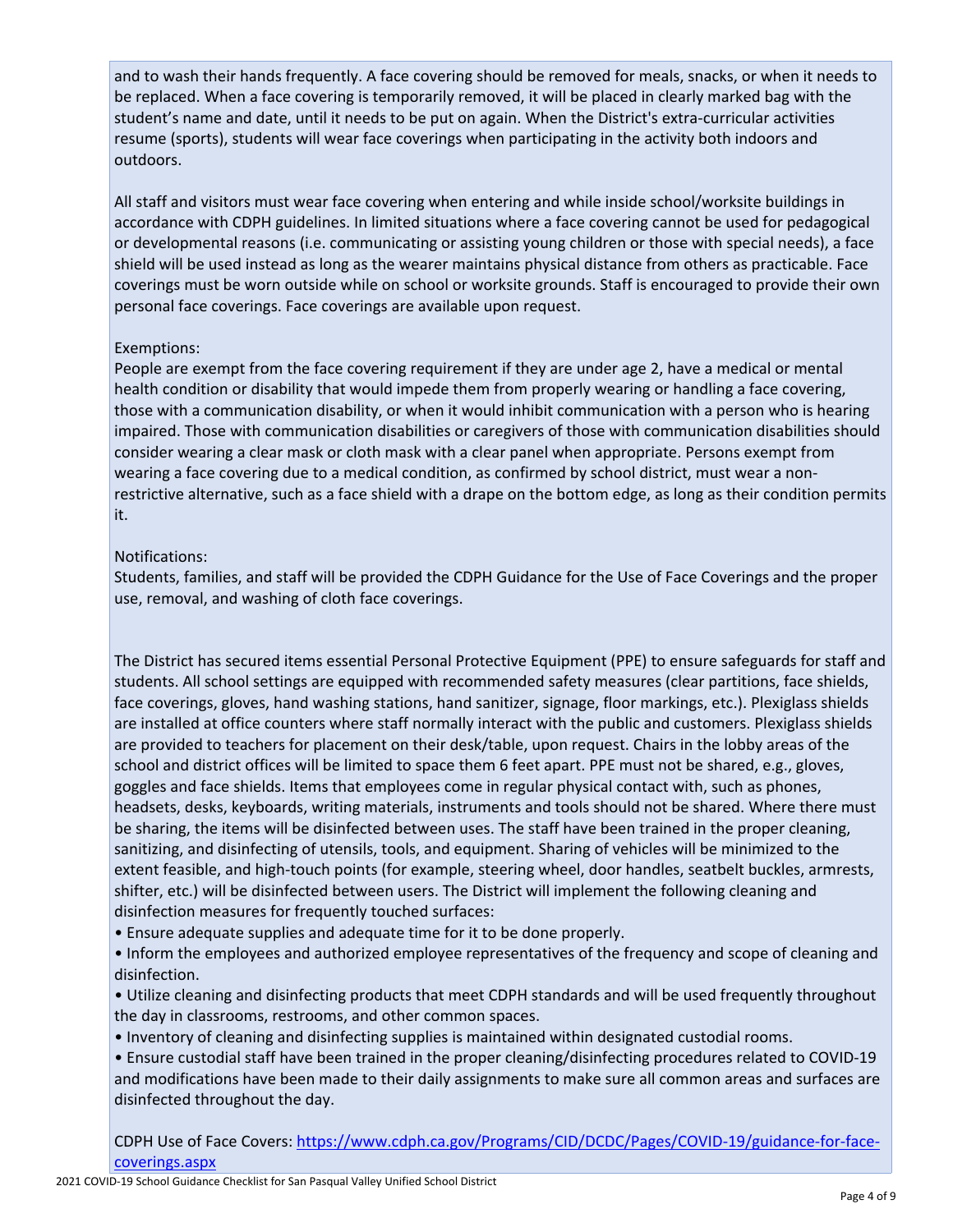and to wash their hands frequently. A face covering should be removed for meals, snacks, or when it needs to be replaced. When a face covering is temporarily removed, it will be placed in clearly marked bag with the student's name and date, until it needs to be put on again. When the District's extra-curricular activities resume (sports), students will wear face coverings when participating in the activity both indoors and outdoors.

All staff and visitors must wear face covering when entering and while inside school/worksite buildings in accordance with CDPH guidelines. In limited situations where a face covering cannot be used for pedagogical or developmental reasons (i.e. communicating or assisting young children or those with special needs), a face shield will be used instead as long as the wearer maintains physical distance from others as practicable. Face coverings must be worn outside while on school or worksite grounds. Staff is encouraged to provide their own personal face coverings. Face coverings are available upon request.

Exemptions:
People are exempt from the face covering requirement if they are under age 2, have a medical or mental health condition or disability that would impede them from properly wearing or handling a face covering, those with a communication disability, or when it would inhibit communication with a person who is hearing impaired. Those with communication disabilities or caregivers of those with communication disabilities should consider wearing a clear mask or cloth mask with a clear panel when appropriate. Persons exempt from wearing a face covering due to a medical condition, as confirmed by school district, must wear a non-restrictive alternative, such as a face shield with a drape on the bottom edge, as long as their condition permits it.

Notifications:
Students, families, and staff will be provided the CDPH Guidance for the Use of Face Coverings and the proper use, removal, and washing of cloth face coverings.

The District has secured items essential Personal Protective Equipment (PPE) to ensure safeguards for staff and students. All school settings are equipped with recommended safety measures (clear partitions, face shields, face coverings, gloves, hand washing stations, hand sanitizer, signage, floor markings, etc.). Plexiglass shields are installed at office counters where staff normally interact with the public and customers. Plexiglass shields are provided to teachers for placement on their desk/table, upon request. Chairs in the lobby areas of the school and district offices will be limited to space them 6 feet apart. PPE must not be shared, e.g., gloves, goggles and face shields. Items that employees come in regular physical contact with, such as phones, headsets, desks, keyboards, writing materials, instruments and tools should not be shared. Where there must be sharing, the items will be disinfected between uses. The staff have been trained in the proper cleaning, sanitizing, and disinfecting of utensils, tools, and equipment. Sharing of vehicles will be minimized to the extent feasible, and high-touch points (for example, steering wheel, door handles, seatbelt buckles, armrests, shifter, etc.) will be disinfected between users. The District will implement the following cleaning and disinfection measures for frequently touched surfaces:

- Ensure adequate supplies and adequate time for it to be done properly.
- Inform the employees and authorized employee representatives of the frequency and scope of cleaning and disinfection.
- Utilize cleaning and disinfecting products that meet CDPH standards and will be used frequently throughout the day in classrooms, restrooms, and other common spaces.
- Inventory of cleaning and disinfecting supplies is maintained within designated custodial rooms.
- Ensure custodial staff have been trained in the proper cleaning/disinfecting procedures related to COVID-19 and modifications have been made to their daily assignments to make sure all common areas and surfaces are disinfected throughout the day.

CDPH Use of Face Covers: [https://www.cdph.ca.gov/Programs/CID/DCDC/Pages/COVID-19/guidance-for-face-coverings.aspx](https://www.cdph.ca.gov/Programs/CID/DCDC/Pages/COVID-19/guidance-for-face-coverings.aspx)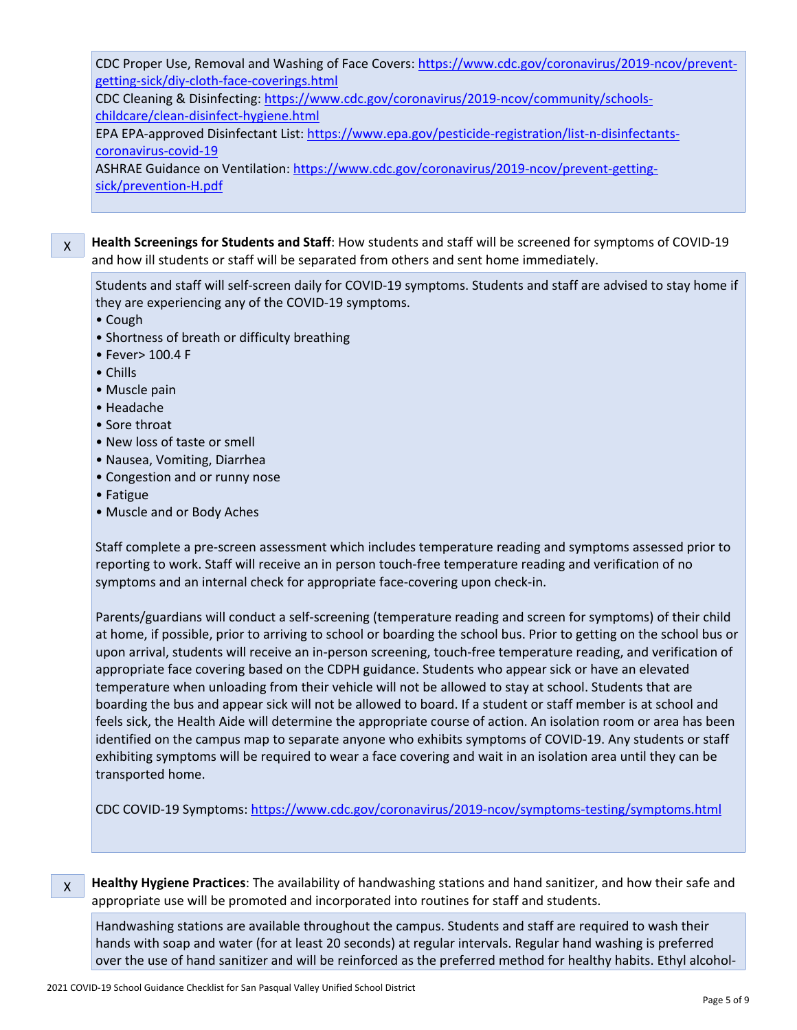CDC Proper Use, Removal and Washing of Face Covers: https://www.cdc.gov/coronavirus/2019-ncov/prevent-getting-sick/diy-cloth-face-coverings.html
CDC Cleaning & Disinfecting: https://www.cdc.gov/coronavirus/2019-ncov/community/schools-childcare/clean-disinfect-hygiene.html
EPA EPA-approved Disinfectant List: https://www.epa.gov/pesticide-registration/list-n-disinfectants-coronavirus-covid-19
ASHRAE Guidance on Ventilation: https://www.cdc.gov/coronavirus/2019-ncov/prevent-getting-sick/prevention-H.pdf

X **Health Screenings for Students and Staff**: How students and staff will be screened for symptoms of COVID-19 and how ill students or staff will be separated from others and sent home immediately.

Students and staff will self-screen daily for COVID-19 symptoms. Students and staff are advised to stay home if they are experiencing any of the COVID-19 symptoms.

- Cough
- Shortness of breath or difficulty breathing
- Fever> 100.4 F
- Chills
- Muscle pain
- Headache
- Sore throat
- New loss of taste or smell
- Nausea, Vomiting, Diarrhea
- Congestion and or runny nose
- Fatigue
- Muscle and or Body Aches

Staff complete a pre-screen assessment which includes temperature reading and symptoms assessed prior to reporting to work. Staff will receive an in person touch-free temperature reading and verification of no symptoms and an internal check for appropriate face-covering upon check-in.

Parents/guardians will conduct a self-screening (temperature reading and screen for symptoms) of their child at home, if possible, prior to arriving to school or boarding the school bus. Prior to getting on the school bus or upon arrival, students will receive an in-person screening, touch-free temperature reading, and verification of appropriate face covering based on the CDPH guidance. Students who appear sick or have an elevated temperature when unloading from their vehicle will not be allowed to stay at school. Students that are boarding the bus and appear sick will not be allowed to board. If a student or staff member is at school and feels sick, the Health Aide will determine the appropriate course of action. An isolation room or area has been identified on the campus map to separate anyone who exhibits symptoms of COVID-19. Any students or staff exhibiting symptoms will be required to wear a face covering and wait in an isolation area until they can be transported home.

CDC COVID-19 Symptoms: https://www.cdc.gov/coronavirus/2019-ncov/symptoms-testing/symptoms.html

X **Healthy Hygiene Practices**: The availability of handwashing stations and hand sanitizer, and how their safe and appropriate use will be promoted and incorporated into routines for staff and students.

Handwashing stations are available throughout the campus. Students and staff are required to wash their hands with soap and water (for at least 20 seconds) at regular intervals. Regular hand washing is preferred over the use of hand sanitizer and will be reinforced as the preferred method for healthy habits. Ethyl alcohol-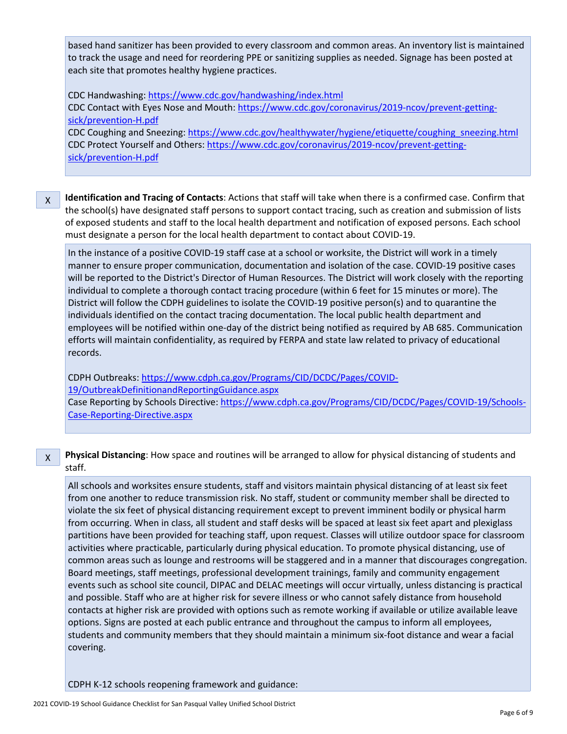based hand sanitizer has been provided to every classroom and common areas. An inventory list is maintained to track the usage and need for reordering PPE or sanitizing supplies as needed. Signage has been posted at each site that promotes healthy hygiene practices.

CDC Handwashing: https://www.cdc.gov/handwashing/index.html
CDC Contact with Eyes Nose and Mouth: https://www.cdc.gov/coronavirus/2019-ncov/prevent-getting-sick/prevention-H.pdf
CDC Coughing and Sneezing: https://www.cdc.gov/healthywater/hygiene/etiquette/coughing_sneezing.html
CDC Protect Yourself and Others: https://www.cdc.gov/coronavirus/2019-ncov/prevent-getting-sick/prevention-H.pdf

X **Identification and Tracing of Contacts**: Actions that staff will take when there is a confirmed case. Confirm that the school(s) have designated staff persons to support contact tracing, such as creation and submission of lists of exposed students and staff to the local health department and notification of exposed persons. Each school must designate a person for the local health department to contact about COVID-19.

In the instance of a positive COVID-19 staff case at a school or worksite, the District will work in a timely manner to ensure proper communication, documentation and isolation of the case. COVID-19 positive cases will be reported to the District's Director of Human Resources. The District will work closely with the reporting individual to complete a thorough contact tracing procedure (within 6 feet for 15 minutes or more). The District will follow the CDPH guidelines to isolate the COVID-19 positive person(s) and to quarantine the individuals identified on the contact tracing documentation. The local public health department and employees will be notified within one-day of the district being notified as required by AB 685. Communication efforts will maintain confidentiality, as required by FERPA and state law related to privacy of educational records.

CDPH Outbreaks: https://www.cdph.ca.gov/Programs/CID/DCDC/Pages/COVID-19/OutbreakDefinitionandReportingGuidance.aspx
Case Reporting by Schools Directive: https://www.cdph.ca.gov/Programs/CID/DCDC/Pages/COVID-19/Schools-Case-Reporting-Directive.aspx

X **Physical Distancing**: How space and routines will be arranged to allow for physical distancing of students and staff.

All schools and worksites ensure students, staff and visitors maintain physical distancing of at least six feet from one another to reduce transmission risk. No staff, student or community member shall be directed to violate the six feet of physical distancing requirement except to prevent imminent bodily or physical harm from occurring. When in class, all student and staff desks will be spaced at least six feet apart and plexiglass partitions have been provided for teaching staff, upon request. Classes will utilize outdoor space for classroom activities where practicable, particularly during physical education. To promote physical distancing, use of common areas such as lounge and restrooms will be staggered and in a manner that discourages congregation. Board meetings, staff meetings, professional development trainings, family and community engagement events such as school site council, DIPAC and DELAC meetings will occur virtually, unless distancing is practical and possible. Staff who are at higher risk for severe illness or who cannot safely distance from household contacts at higher risk are provided with options such as remote working if available or utilize available leave options. Signs are posted at each public entrance and throughout the campus to inform all employees, students and community members that they should maintain a minimum six-foot distance and wear a facial covering.

CDPH K-12 schools reopening framework and guidance: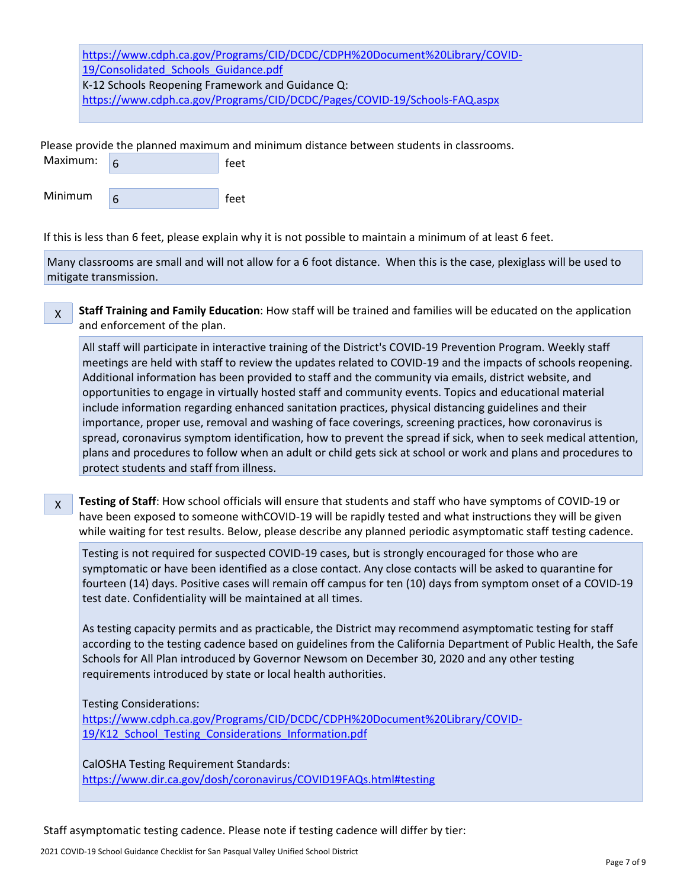https://www.cdph.ca.gov/Programs/CID/DCDC/CDPH%20Document%20Library/COVID-19/Consolidated_Schools_Guidance.pdf
K-12 Schools Reopening Framework and Guidance Q:
https://www.cdph.ca.gov/Programs/CID/DCDC/Pages/COVID-19/Schools-FAQ.aspx

Please provide the planned maximum and minimum distance between students in classrooms.

Maximum: 6 feet

Minimum 6 feet

If this is less than 6 feet, please explain why it is not possible to maintain a minimum of at least 6 feet.

Many classrooms are small and will not allow for a 6 foot distance. When this is the case, plexiglass will be used to mitigate transmission.

X **Staff Training and Family Education**: How staff will be trained and families will be educated on the application and enforcement of the plan.

All staff will participate in interactive training of the District's COVID-19 Prevention Program. Weekly staff meetings are held with staff to review the updates related to COVID-19 and the impacts of schools reopening. Additional information has been provided to staff and the community via emails, district website, and opportunities to engage in virtually hosted staff and community events. Topics and educational material include information regarding enhanced sanitation practices, physical distancing guidelines and their importance, proper use, removal and washing of face coverings, screening practices, how coronavirus is spread, coronavirus symptom identification, how to prevent the spread if sick, when to seek medical attention, plans and procedures to follow when an adult or child gets sick at school or work and plans and procedures to protect students and staff from illness.

X **Testing of Staff**: How school officials will ensure that students and staff who have symptoms of COVID-19 or have been exposed to someone withCOVID-19 will be rapidly tested and what instructions they will be given while waiting for test results. Below, please describe any planned periodic asymptomatic staff testing cadence.

Testing is not required for suspected COVID-19 cases, but is strongly encouraged for those who are symptomatic or have been identified as a close contact. Any close contacts will be asked to quarantine for fourteen (14) days. Positive cases will remain off campus for ten (10) days from symptom onset of a COVID-19 test date. Confidentiality will be maintained at all times.

As testing capacity permits and as practicable, the District may recommend asymptomatic testing for staff according to the testing cadence based on guidelines from the California Department of Public Health, the Safe Schools for All Plan introduced by Governor Newsom on December 30, 2020 and any other testing requirements introduced by state or local health authorities.

Testing Considerations:
https://www.cdph.ca.gov/Programs/CID/DCDC/CDPH%20Document%20Library/COVID-19/K12_School_Testing_Considerations_Information.pdf

CalOSHA Testing Requirement Standards:
https://www.dir.ca.gov/dosh/coronavirus/COVID19FAQs.html#testing

Staff asymptomatic testing cadence. Please note if testing cadence will differ by tier: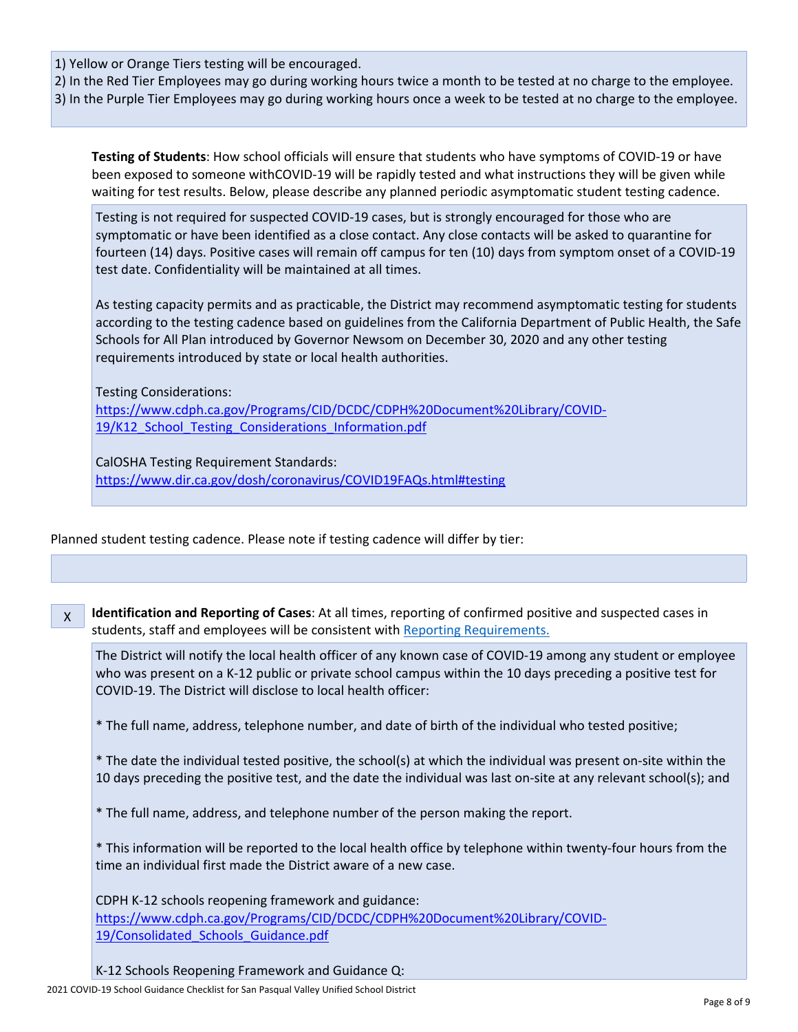1) Yellow or Orange Tiers testing will be encouraged.
2) In the Red Tier Employees may go during working hours twice a month to be tested at no charge to the employee.
3) In the Purple Tier Employees may go during working hours once a week to be tested at no charge to the employee.

**Testing of Students**: How school officials will ensure that students who have symptoms of COVID-19 or have been exposed to someone withCOVID-19 will be rapidly tested and what instructions they will be given while waiting for test results. Below, please describe any planned periodic asymptomatic student testing cadence.

Testing is not required for suspected COVID-19 cases, but is strongly encouraged for those who are symptomatic or have been identified as a close contact. Any close contacts will be asked to quarantine for fourteen (14) days. Positive cases will remain off campus for ten (10) days from symptom onset of a COVID-19 test date. Confidentiality will be maintained at all times.

As testing capacity permits and as practicable, the District may recommend asymptomatic testing for students according to the testing cadence based on guidelines from the California Department of Public Health, the Safe Schools for All Plan introduced by Governor Newsom on December 30, 2020 and any other testing requirements introduced by state or local health authorities.

Testing Considerations:
https://www.cdph.ca.gov/Programs/CID/DCDC/CDPH%20Document%20Library/COVID-19/K12_School_Testing_Considerations_Information.pdf

CalOSHA Testing Requirement Standards:
https://www.dir.ca.gov/dosh/coronavirus/COVID19FAQs.html#testing

Planned student testing cadence. Please note if testing cadence will differ by tier:

X **Identification and Reporting of Cases**: At all times, reporting of confirmed positive and suspected cases in students, staff and employees will be consistent with Reporting Requirements.

The District will notify the local health officer of any known case of COVID-19 among any student or employee who was present on a K-12 public or private school campus within the 10 days preceding a positive test for COVID-19. The District will disclose to local health officer:

* The full name, address, telephone number, and date of birth of the individual who tested positive;

* The date the individual tested positive, the school(s) at which the individual was present on-site within the 10 days preceding the positive test, and the date the individual was last on-site at any relevant school(s); and

* The full name, address, and telephone number of the person making the report.

* This information will be reported to the local health office by telephone within twenty-four hours from the time an individual first made the District aware of a new case.

CDPH K-12 schools reopening framework and guidance:
https://www.cdph.ca.gov/Programs/CID/DCDC/CDPH%20Document%20Library/COVID-19/Consolidated_Schools_Guidance.pdf

K-12 Schools Reopening Framework and Guidance Q: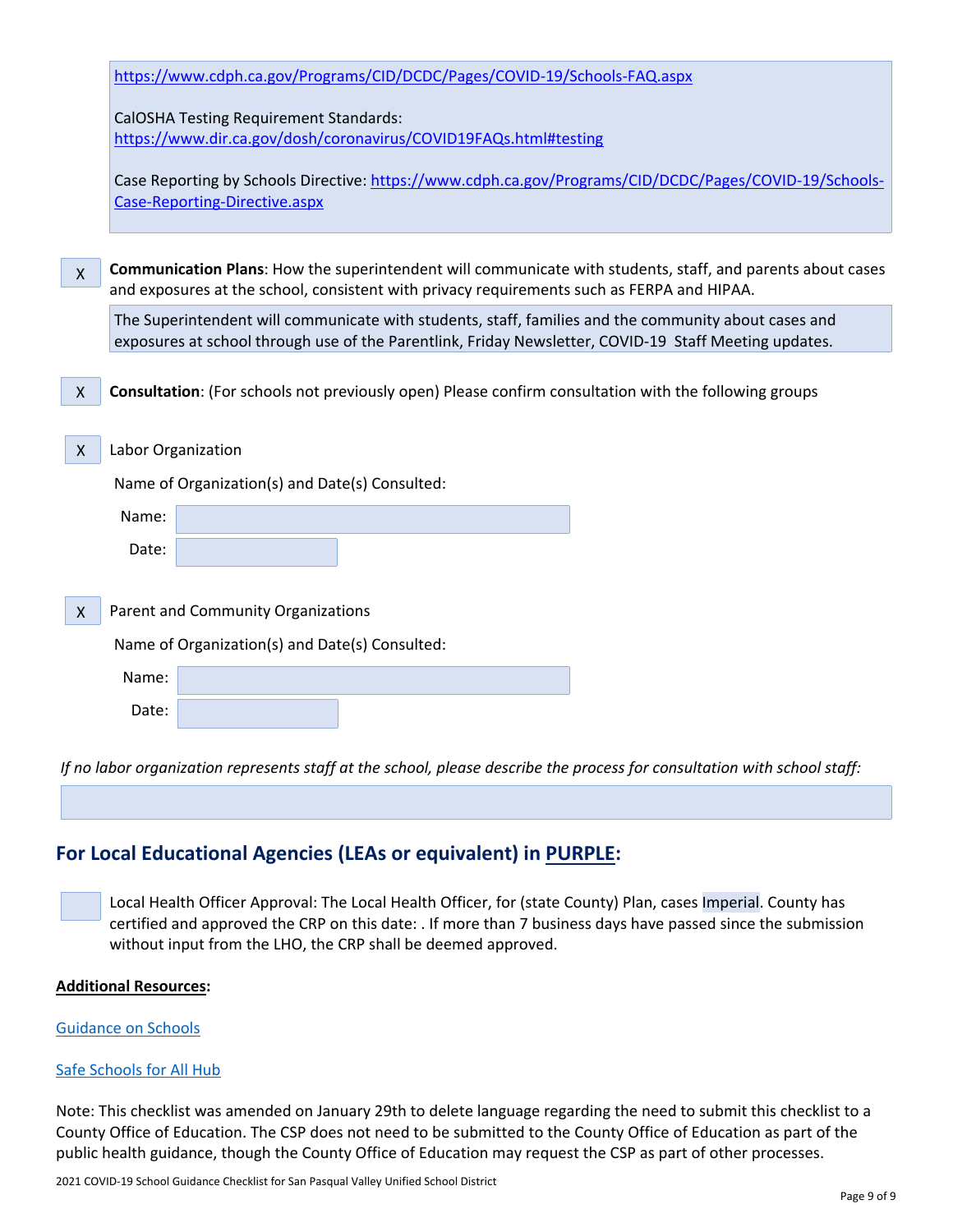https://www.cdph.ca.gov/Programs/CID/DCDC/Pages/COVID-19/Schools-FAQ.aspx

CalOSHA Testing Requirement Standards: https://www.dir.ca.gov/dosh/coronavirus/COVID19FAQs.html#testing

Case Reporting by Schools Directive: https://www.cdph.ca.gov/Programs/CID/DCDC/Pages/COVID-19/Schools-Case-Reporting-Directive.aspx

X **Communication Plans**: How the superintendent will communicate with students, staff, and parents about cases and exposures at the school, consistent with privacy requirements such as FERPA and HIPAA.

The Superintendent will communicate with students, staff, families and the community about cases and exposures at school through use of the Parentlink, Friday Newsletter, COVID-19 Staff Meeting updates.

X **Consultation**: (For schools not previously open) Please confirm consultation with the following groups

X Labor Organization

Name of Organization(s) and Date(s) Consulted:

Name:

Date:

X Parent and Community Organizations

Name of Organization(s) and Date(s) Consulted:

Name:

Date:

*If no labor organization represents staff at the school, please describe the process for consultation with school staff:*

## For Local Educational Agencies (LEAs or equivalent) in PURPLE:

Local Health Officer Approval: The Local Health Officer, for (state County) Plan, cases Imperial. County has certified and approved the CRP on this date: . If more than 7 business days have passed since the submission without input from the LHO, the CRP shall be deemed approved.

**Additional Resources:**

Guidance on Schools

Safe Schools for All Hub

Note: This checklist was amended on January 29th to delete language regarding the need to submit this checklist to a County Office of Education. The CSP does not need to be submitted to the County Office of Education as part of the public health guidance, though the County Office of Education may request the CSP as part of other processes.